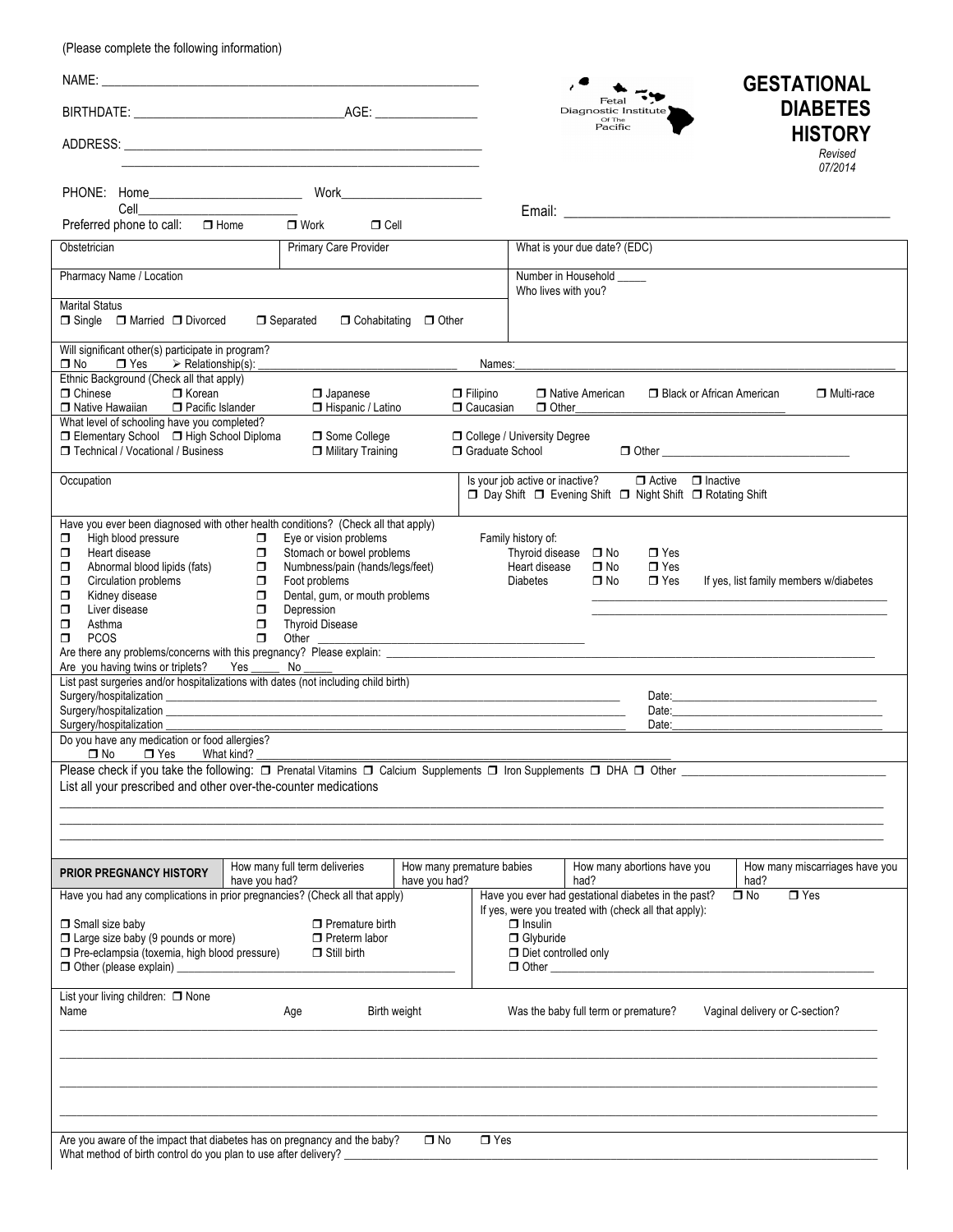(Please complete the following information)

Fetal Diagnostic Institute Of The Pacific

# GESTATIONAL DIABETES HISTORY

*Revised 07/2014*

NAME: ____________________________________________________________

BIRTHDATE: ________________________________AGE: ________________

ADDRESS: __________________________________________________________

__________________________________________________________

PHONE: Home________________________ Work______________________

Cell________________________

Email: ________________________________________________

Preferred phone to call: ☐ Home ☐ Work ☐ Cell

| Obstetrician | Primary Care Provider | What is your due date? (EDC) |
|---|---|---|
| Pharmacy Name / Location | | Number in Household _____ Who lives with you? |

Marital Status
☐ Single ☐ Married ☐ Divorced ☐ Separated ☐ Cohabitating ☐ Other

Will significant other(s) participate in program?
☐ No ☐ Yes ➢ Relationship(s): ________________________________ Names: ________________________________

Ethnic Background (Check all that apply)
☐ Chinese ☐ Korean ☐ Japanese ☐ Filipino ☐ Native American ☐ Black or African American ☐ Multi-race
☐ Native Hawaiian ☐ Pacific Islander ☐ Hispanic / Latino ☐ Caucasian ☐ Other________________________________

What level of schooling have you completed?
☐ Elementary School ☐ High School Diploma ☐ Some College ☐ College / University Degree
☐ Technical / Vocational / Business ☐ Military Training ☐ Graduate School ☐ Other ________________________________

Occupation

Is your job active or inactive? ☐ Active ☐ Inactive
☐ Day Shift ☐ Evening Shift ☐ Night Shift ☐ Rotating Shift

Have you ever been diagnosed with other health conditions? (Check all that apply)

- ☐ High blood pressure
- ☐ Heart disease
- ☐ Abnormal blood lipids (fats)
- ☐ Circulation problems
- ☐ Kidney disease
- ☐ Liver disease
- ☐ Asthma
- ☐ PCOS
- ☐ Eye or vision problems
- ☐ Stomach or bowel problems
- ☐ Numbness/pain (hands/legs/feet)
- ☐ Foot problems
- ☐ Dental, gum, or mouth problems
- ☐ Depression
- ☐ Thyroid Disease
- ☐ Other ________________________________

Family history of:

| | | |
|---|---|---|
| Thyroid disease | ☐ No | ☐ Yes |
| Heart disease | ☐ No | ☐ Yes |
| Diabetes | ☐ No | ☐ Yes |

If yes, list family members w/diabetes
________________________________________________
________________________________________________

Are there any problems/concerns with this pregnancy? Please explain: ________________________________

Are you having twins or triplets? Yes _____ No _____

List past surgeries and/or hospitalizations with dates (not including child birth)

Surgery/hospitalization ________________________________ Date: ________________
Surgery/hospitalization ________________________________ Date: ________________
Surgery/hospitalization ________________________________ Date: ________________

Do you have any medication or food allergies?
☐ No ☐ Yes What kind? ________________________________

Please check if you take the following: ☐ Prenatal Vitamins ☐ Calcium Supplements ☐ Iron Supplements ☐ DHA ☐ Other ________________

List all your prescribed and other over-the-counter medications

________________________________________________
________________________________________________
________________________________________________

| PRIOR PREGNANCY HISTORY | How many full term deliveries have you had? | How many premature babies have you had? | How many abortions have you had? | How many miscarriages have you had? |
|---|---|---|---|---|

Have you had any complications in prior pregnancies? (Check all that apply)

- ☐ Small size baby
- ☐ Large size baby (9 pounds or more)
- ☐ Pre-eclampsia (toxemia, high blood pressure)
- ☐ Other (please explain) ________________________________
- ☐ Premature birth
- ☐ Preterm labor
- ☐ Still birth

Have you ever had gestational diabetes in the past? ☐ No ☐ Yes
If yes, were you treated with (check all that apply):

- ☐ Insulin
- ☐ Glyburide
- ☐ Diet controlled only
- ☐ Other ________________________________

List your living children: ☐ None

| Name | Age | Birth weight | Was the baby full term or premature? | Vaginal delivery or C-section? |
|---|---|---|---|---|
| | | | | |
| | | | | |
| | | | | |
| | | | | |

Are you aware of the impact that diabetes has on pregnancy and the baby? ☐ No ☐ Yes

What method of birth control do you plan to use after delivery? ________________________________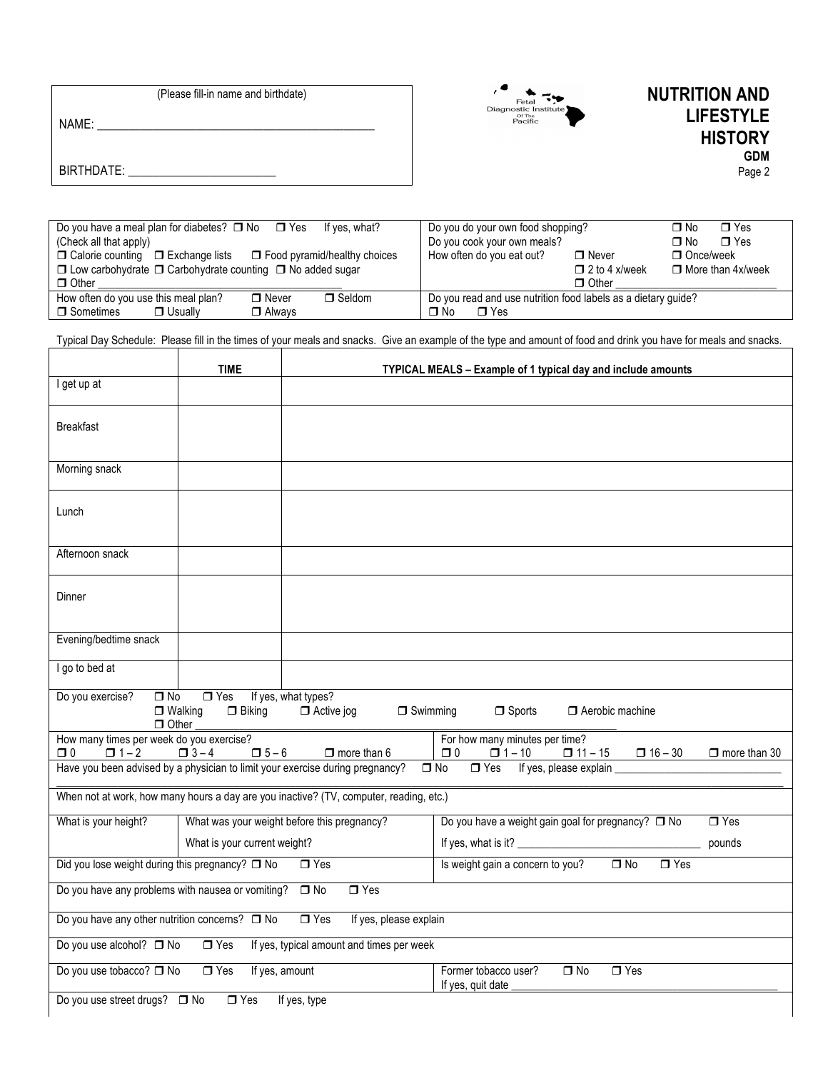(Please fill-in name and birthdate)

NAME: ______________________________________________

BIRTHDATE: ________________________

Fetal Diagnostic Institute Of The Pacific

# NUTRITION AND LIFESTYLE HISTORY

**GDM**

Page 2

| | |
|---|---|
| Do you have a meal plan for diabetes? ❒ No ❒ Yes If yes, what? (Check all that apply)<br>❒ Calorie counting ❒ Exchange lists ❒ Food pyramid/healthy choices<br>❒ Low carbohydrate ❒ Carbohydrate counting ❒ No added sugar<br>❒ Other ________________________________ | Do you do your own food shopping? ❒ No ❒ Yes<br>Do you cook your own meals? ❒ No ❒ Yes<br>How often do you eat out? ❒ Never ❒ Once/week ❒ 2 to 4 x/week ❒ More than 4x/week ❒ Other ____________________ |
| How often do you use this meal plan? ❒ Never ❒ Seldom ❒ Sometimes ❒ Usually ❒ Always | Do you read and use nutrition food labels as a dietary guide? ❒ No ❒ Yes |

Typical Day Schedule: Please fill in the times of your meals and snacks. Give an example of the type and amount of food and drink you have for meals and snacks.

| | TIME | TYPICAL MEALS – Example of 1 typical day and include amounts |
|---|---|---|
| I get up at | | |
| Breakfast | | |
| Morning snack | | |
| Lunch | | |
| Afternoon snack | | |
| Dinner | | |
| Evening/bedtime snack | | |
| I go to bed at | | |

Do you exercise? ❒ No ❒ Yes If yes, what types?
❒ Walking ❒ Biking ❒ Active jog ❒ Swimming ❒ Sports ❒ Aerobic machine
❒ Other ________________________________

| | |
|---|---|
| How many times per week do you exercise?<br>❒ 0 ❒ 1 – 2 ❒ 3 – 4 ❒ 5 – 6 ❒ more than 6 | For how many minutes per time?<br>❒ 0 ❒ 1 – 10 ❒ 11 – 15 ❒ 16 – 30 ❒ more than 30 |

Have you been advised by a physician to limit your exercise during pregnancy? ❒ No ❒ Yes If yes, please explain ______________________________

When not at work, how many hours a day are you inactive? (TV, computer, reading, etc.)

| | | |
|---|---|---|
| What is your height? | What was your weight before this pregnancy?<br>What is your current weight? | Do you have a weight gain goal for pregnancy? ❒ No ❒ Yes<br>If yes, what is it? ________________ pounds |

| | |
|---|---|
| Did you lose weight during this pregnancy? ❒ No ❒ Yes | Is weight gain a concern to you? ❒ No ❒ Yes |

Do you have any problems with nausea or vomiting? ❒ No ❒ Yes

Do you have any other nutrition concerns? ❒ No ❒ Yes If yes, please explain

Do you use alcohol? ❒ No ❒ Yes If yes, typical amount and times per week

| | |
|---|---|
| Do you use tobacco? ❒ No ❒ Yes If yes, amount | Former tobacco user? ❒ No ❒ Yes<br>If yes, quit date ________________________ |

Do you use street drugs? ❒ No ❒ Yes If yes, type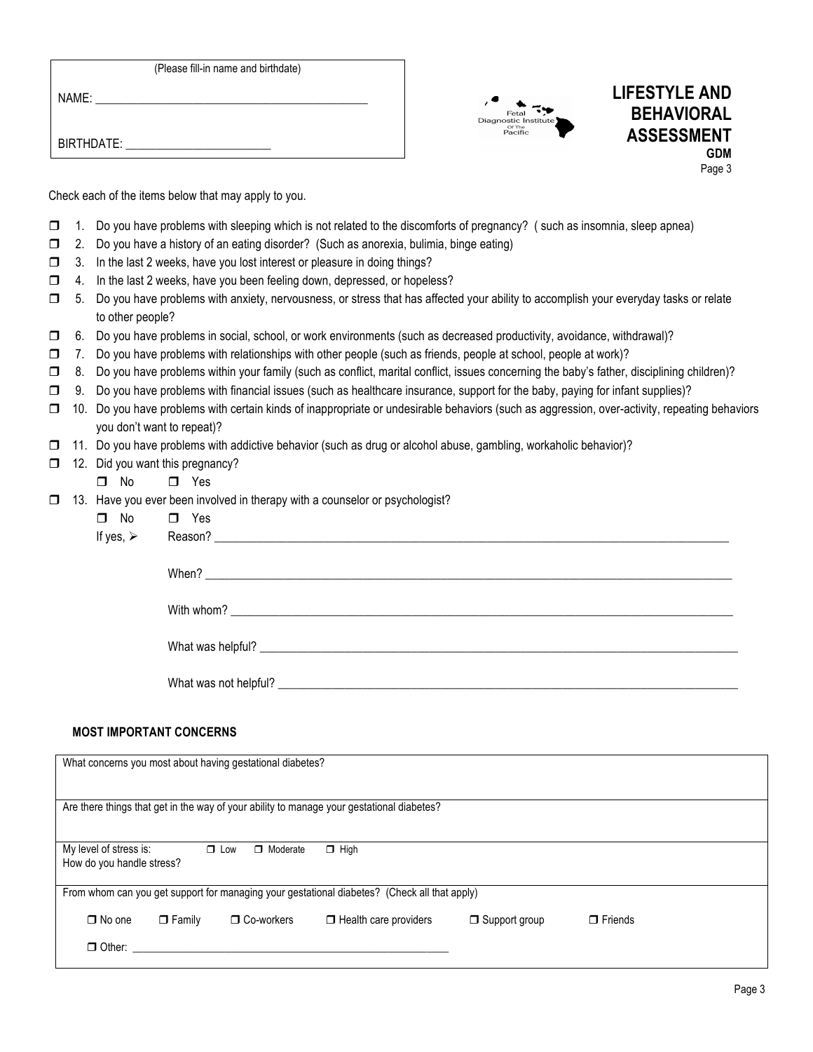(Please fill-in name and birthdate)

NAME: ____________________________________________

BIRTHDATE: _______________________

Fetal Diagnostic Institute Of The Pacific

# LIFESTYLE AND BEHAVIORAL ASSESSMENT

**GDM**

Page 3

Check each of the items below that may apply to you.

- ☐ 1. Do you have problems with sleeping which is not related to the discomforts of pregnancy? ( such as insomnia, sleep apnea)
- ☐ 2. Do you have a history of an eating disorder? (Such as anorexia, bulimia, binge eating)
- ☐ 3. In the last 2 weeks, have you lost interest or pleasure in doing things?
- ☐ 4. In the last 2 weeks, have you been feeling down, depressed, or hopeless?
- ☐ 5. Do you have problems with anxiety, nervousness, or stress that has affected your ability to accomplish your everyday tasks or relate to other people?
- ☐ 6. Do you have problems in social, school, or work environments (such as decreased productivity, avoidance, withdrawal)?
- ☐ 7. Do you have problems with relationships with other people (such as friends, people at school, people at work)?
- ☐ 8. Do you have problems within your family (such as conflict, marital conflict, issues concerning the baby's father, disciplining children)?
- ☐ 9. Do you have problems with financial issues (such as healthcare insurance, support for the baby, paying for infant supplies)?
- ☐ 10. Do you have problems with certain kinds of inappropriate or undesirable behaviors (such as aggression, over-activity, repeating behaviors you don't want to repeat)?
- ☐ 11. Do you have problems with addictive behavior (such as drug or alcohol abuse, gambling, workaholic behavior)?
- ☐ 12. Did you want this pregnancy?
  - ☐ No ☐ Yes
- ☐ 13. Have you ever been involved in therapy with a counselor or psychologist?
  - ☐ No ☐ Yes
  - If yes, ➢ Reason? ____________________________________________
  - When? ____________________________________________
  - With whom? ____________________________________________
  - What was helpful? ____________________________________________
  - What was not helpful? ____________________________________________

### MOST IMPORTANT CONCERNS

| |
|---|
| What concerns you most about having gestational diabetes? |
| Are there things that get in the way of your ability to manage your gestational diabetes? |
| My level of stress is: ☐ Low ☐ Moderate ☐ High<br>How do you handle stress? |
| From whom can you get support for managing your gestational diabetes? (Check all that apply)<br>☐ No one ☐ Family ☐ Co-workers ☐ Health care providers ☐ Support group ☐ Friends<br>☐ Other: ____________________________________________ |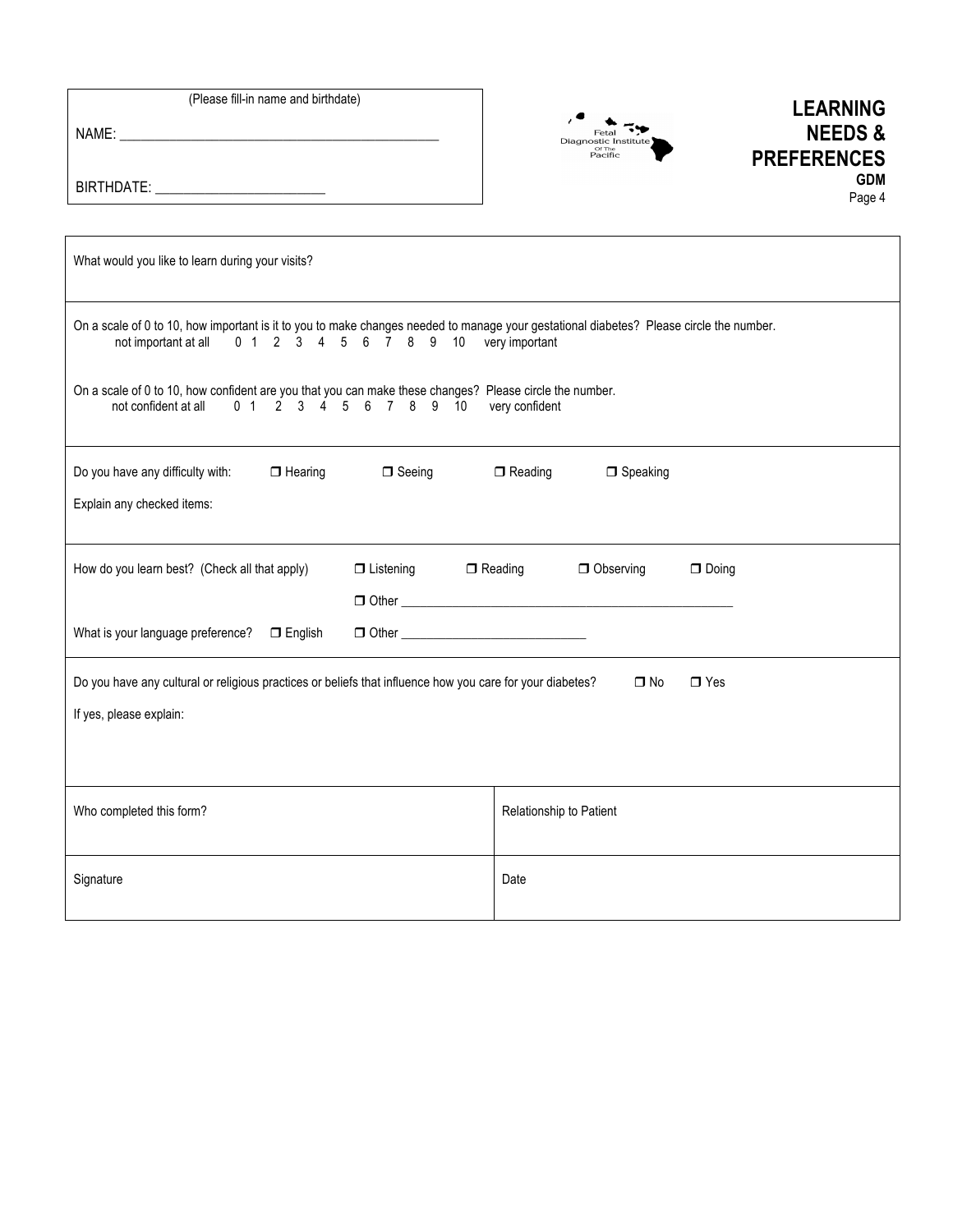(Please fill-in name and birthdate)

NAME: ______________________________________________

BIRTHDATE: ________________________

Fetal Diagnostic Institute Of The Pacific

# LEARNING NEEDS & PREFERENCES

**GDM**

Page 4

What would you like to learn during your visits?

On a scale of 0 to 10, how important is it to you to make changes needed to manage your gestational diabetes? Please circle the number.

not important at all 0 1 2 3 4 5 6 7 8 9 10 very important

On a scale of 0 to 10, how confident are you that you can make these changes? Please circle the number.

not confident at all 0 1 2 3 4 5 6 7 8 9 10 very confident

Do you have any difficulty with: ❐ Hearing ❐ Seeing ❐ Reading ❐ Speaking

Explain any checked items:

How do you learn best? (Check all that apply) ❐ Listening ❐ Reading ❐ Observing ❐ Doing

❐ Other ____________________________________________________

What is your language preference? ❐ English ❐ Other ____________________________

Do you have any cultural or religious practices or beliefs that influence how you care for your diabetes? ❐ No ❐ Yes

If yes, please explain:

| | |
|---|---|
| Who completed this form? | Relationship to Patient |
| Signature | Date |